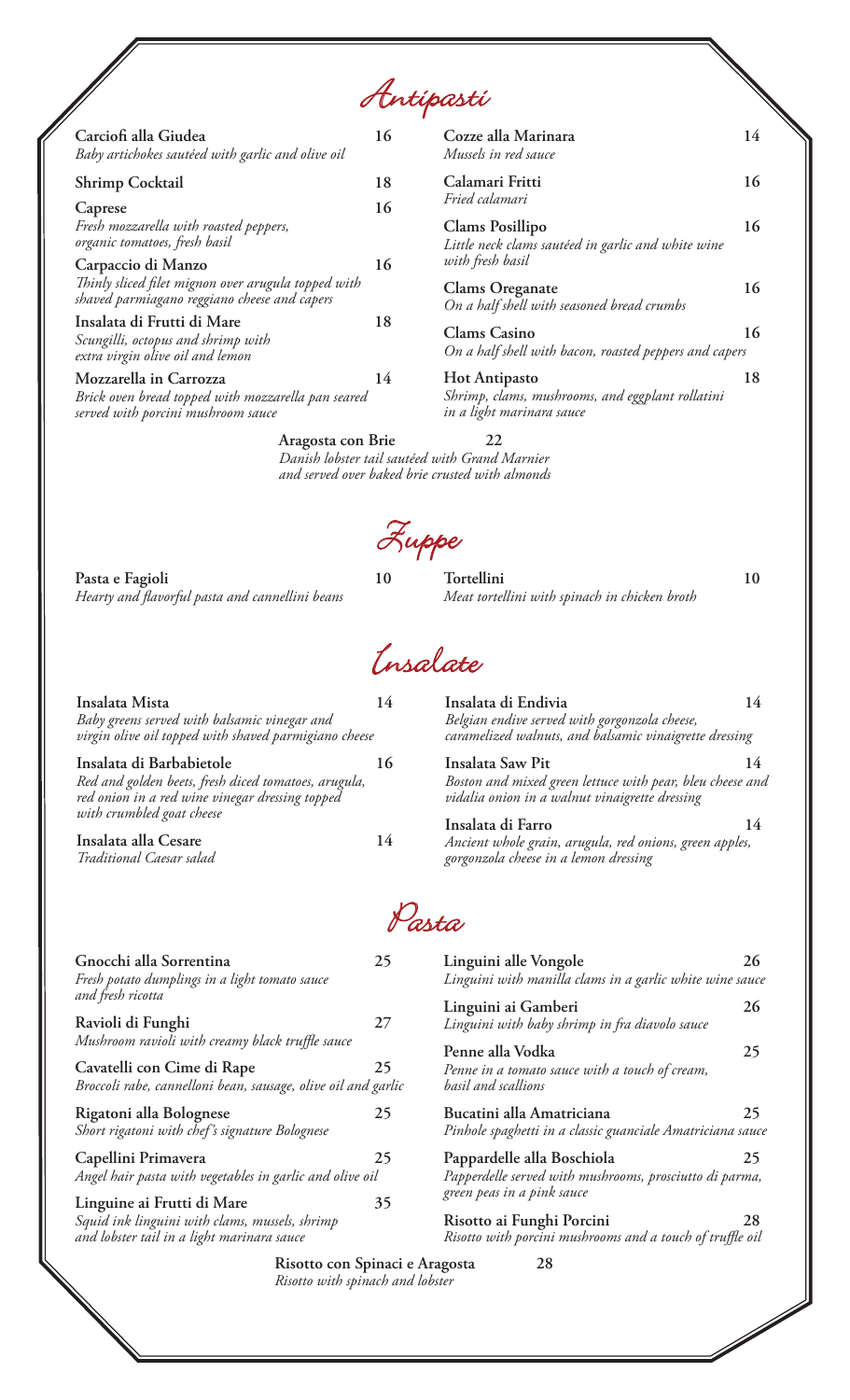# Antipasti

**Carciofi alla Giudea** 16
*Baby artichokes sautéed with garlic and olive oil*

**Shrimp Cocktail** 18

**Caprese** 16
*Fresh mozzarella with roasted peppers, organic tomatoes, fresh basil*

**Carpaccio di Manzo** 16
*Thinly sliced filet mignon over arugula topped with shaved parmiagano reggiano cheese and capers*

**Insalata di Frutti di Mare** 18
*Scungilli, octopus and shrimp with extra virgin olive oil and lemon*

**Mozzarella in Carrozza** 14
*Brick oven bread topped with mozzarella pan seared served with porcini mushroom sauce*

**Cozze alla Marinara** 14
*Mussels in red sauce*

**Calamari Fritti** 16
*Fried calamari*

**Clams Posillipo** 16
*Little neck clams sautéed in garlic and white wine with fresh basil*

**Clams Oreganate** 16
*On a half shell with seasoned bread crumbs*

**Clams Casino** 16
*On a half shell with bacon, roasted peppers and capers*

**Hot Antipasto** 18
*Shrimp, clams, mushrooms, and eggplant rollatini in a light marinara sauce*

**Aragosta con Brie** 22
*Danish lobster tail sautéed with Grand Marnier and served over baked brie crusted with almonds*

# Zuppe

**Pasta e Fagioli** 10
*Hearty and flavorful pasta and cannellini beans*

**Tortellini** 10
*Meat tortellini with spinach in chicken broth*

# Insalate

**Insalata Mista** 14
*Baby greens served with balsamic vinegar and virgin olive oil topped with shaved parmigiano cheese*

**Insalata di Barbabietole** 16
*Red and golden beets, fresh diced tomatoes, arugula, red onion in a red wine vinegar dressing topped with crumbled goat cheese*

**Insalata alla Cesare** 14
*Traditional Caesar salad*

**Insalata di Endivia** 14
*Belgian endive served with gorgonzola cheese, caramelized walnuts, and balsamic vinaigrette dressing*

**Insalata Saw Pit** 14
*Boston and mixed green lettuce with pear, bleu cheese and vidalia onion in a walnut vinaigrette dressing*

**Insalata di Farro** 14
*Ancient whole grain, arugula, red onions, green apples, gorgonzola cheese in a lemon dressing*

# Pasta

**Gnocchi alla Sorrentina** 25
*Fresh potato dumplings in a light tomato sauce and fresh ricotta*

**Ravioli di Funghi** 27
*Mushroom ravioli with creamy black truffle sauce*

**Cavatelli con Cime di Rape** 25
*Broccoli rabe, cannelloni bean, sausage, olive oil and garlic*

**Rigatoni alla Bolognese** 25
*Short rigatoni with chef's signature Bolognese*

**Capellini Primavera** 25
*Angel hair pasta with vegetables in garlic and olive oil*

**Linguine ai Frutti di Mare** 35
*Squid ink linguini with clams, mussels, shrimp and lobster tail in a light marinara sauce*

**Linguini alle Vongole** 26
*Linguini with manilla clams in a garlic white wine sauce*

**Linguini ai Gamberi** 26
*Linguini with baby shrimp in fra diavolo sauce*

**Penne alla Vodka** 25
*Penne in a tomato sauce with a touch of cream, basil and scallions*

**Bucatini alla Amatriciana** 25
*Pinhole spaghetti in a classic guanciale Amatriciana sauce*

**Pappardelle alla Boschiola** 25
*Papperdelle served with mushrooms, prosciutto di parma, green peas in a pink sauce*

**Risotto ai Funghi Porcini** 28
*Risotto with porcini mushrooms and a touch of truffle oil*

**Risotto con Spinaci e Aragosta** 28
*Risotto with spinach and lobster*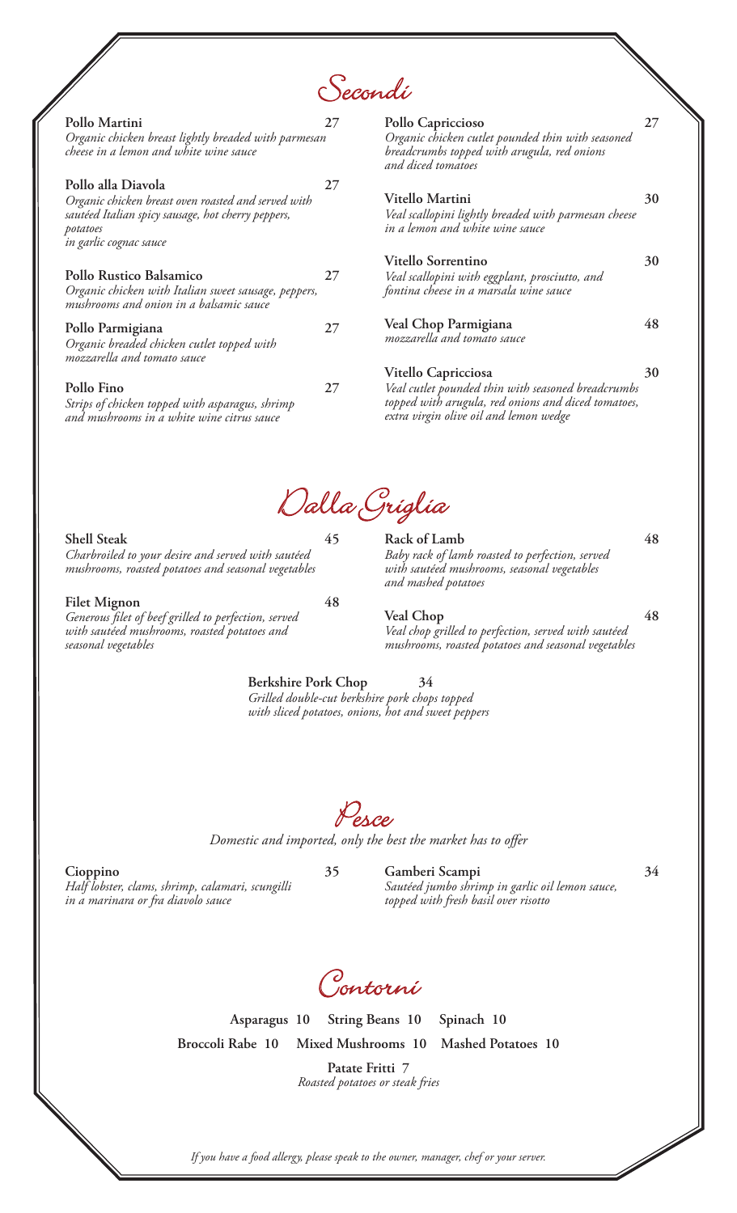# Secondi

**Pollo Martini** 27
*Organic chicken breast lightly breaded with parmesan cheese in a lemon and white wine sauce*

**Pollo alla Diavola** 27
*Organic chicken breast oven roasted and served with sautéed Italian spicy sausage, hot cherry peppers, potatoes in garlic cognac sauce*

**Pollo Rustico Balsamico** 27
*Organic chicken with Italian sweet sausage, peppers, mushrooms and onion in a balsamic sauce*

**Pollo Parmigiana** 27
*Organic breaded chicken cutlet topped with mozzarella and tomato sauce*

**Pollo Fino** 27
*Strips of chicken topped with asparagus, shrimp and mushrooms in a white wine citrus sauce*

**Pollo Capriccioso** 27
*Organic chicken cutlet pounded thin with seasoned breadcrumbs topped with arugula, red onions and diced tomatoes*

**Vitello Martini** 30
*Veal scallopini lightly breaded with parmesan cheese in a lemon and white wine sauce*

**Vitello Sorrentino** 30
*Veal scallopini with eggplant, prosciutto, and fontina cheese in a marsala wine sauce*

**Veal Chop Parmigiana** 48
*mozzarella and tomato sauce*

**Vitello Capricciosa** 30
*Veal cutlet pounded thin with seasoned breadcrumbs topped with arugula, red onions and diced tomatoes, extra virgin olive oil and lemon wedge*

# Dalla Griglia

**Shell Steak** 45
*Charbroiled to your desire and served with sautéed mushrooms, roasted potatoes and seasonal vegetables*

**Filet Mignon** 48
*Generous filet of beef grilled to perfection, served with sautéed mushrooms, roasted potatoes and seasonal vegetables*

**Rack of Lamb** 48
*Baby rack of lamb roasted to perfection, served with sautéed mushrooms, seasonal vegetables and mashed potatoes*

**Veal Chop** 48
*Veal chop grilled to perfection, served with sautéed mushrooms, roasted potatoes and seasonal vegetables*

**Berkshire Pork Chop** 34
*Grilled double-cut berkshire pork chops topped with sliced potatoes, onions, hot and sweet peppers*

# Pesce

*Domestic and imported, only the best the market has to offer*

**Cioppino** 35
*Half lobster, clams, shrimp, calamari, scungilli in a marinara or fra diavolo sauce*

**Gamberi Scampi** 34
*Sautéed jumbo shrimp in garlic oil lemon sauce, topped with fresh basil over risotto*

# Contorni

**Asparagus** 10 **String Beans** 10 **Spinach** 10

**Broccoli Rabe** 10 **Mixed Mushrooms** 10 **Mashed Potatoes** 10

**Patate Fritti** 7
*Roasted potatoes or steak fries*

*If you have a food allergy, please speak to the owner, manager, chef or your server.*